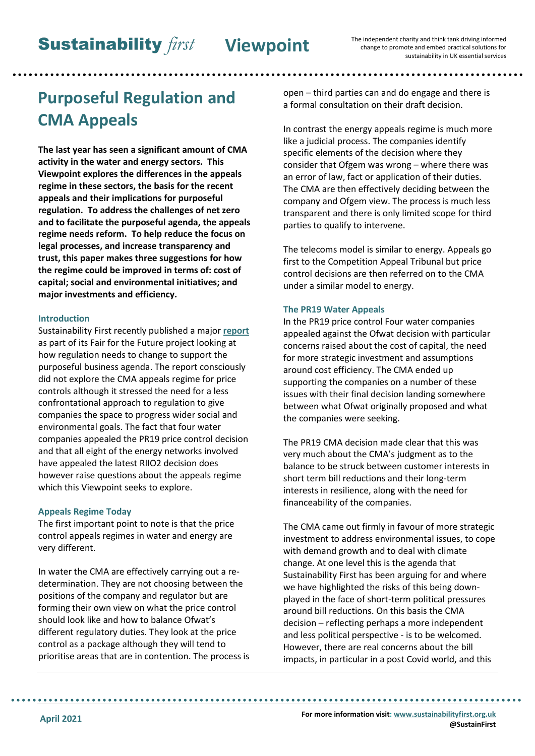# Purposeful Regulation and CMA Appeals

**The last year has seen a significant amount of CMA activity in the water and energy sectors. This Viewpoint explores the differences in the appeals regime in these sectors, the basis for the recent appeals and their implications for purposeful regulation. To address the challenges of net zero and to facilitate the purposeful agenda, the appeals regime needs reform. To help reduce the focus on legal processes, and increase transparency and trust, this paper makes three suggestions for how the regime could be improved in terms of: cost of capital; social and environmental initiatives; and major investments and efficiency.**

### Introduction

Sustainability First recently published a major **report** as part of its Fair for the Future project looking at how regulation needs to change to support the purposeful business agenda. The report consciously did not explore the CMA appeals regime for price controls although it stressed the need for a less confrontational approach to regulation to give companies the space to progress wider social and environmental goals. The fact that four water companies appealed the PR19 price control decision and that all eight of the energy networks involved have appealed the latest RIIO2 decision does however raise questions about the appeals regime which this Viewpoint seeks to explore.

### Appeals Regime Today

The first important point to note is that the price control appeals regimes in water and energy are very different.

In water the CMA are effectively carrying out a re-determination. They are not choosing between the positions of the company and regulator but are forming their own view on what the price control should look like and how to balance Ofwat's different regulatory duties. They look at the price control as a package although they will tend to prioritise areas that are in contention. The process is open – third parties can and do engage and there is a formal consultation on their draft decision.

In contrast the energy appeals regime is much more like a judicial process. The companies identify specific elements of the decision where they consider that Ofgem was wrong – where there was an error of law, fact or application of their duties. The CMA are then effectively deciding between the company and Ofgem view. The process is much less transparent and there is only limited scope for third parties to qualify to intervene.

The telecoms model is similar to energy. Appeals go first to the Competition Appeal Tribunal but price control decisions are then referred on to the CMA under a similar model to energy.

### The PR19 Water Appeals

In the PR19 price control Four water companies appealed against the Ofwat decision with particular concerns raised about the cost of capital, the need for more strategic investment and assumptions around cost efficiency. The CMA ended up supporting the companies on a number of these issues with their final decision landing somewhere between what Ofwat originally proposed and what the companies were seeking.

The PR19 CMA decision made clear that this was very much about the CMA's judgment as to the balance to be struck between customer interests in short term bill reductions and their long-term interests in resilience, along with the need for financeability of the companies.

The CMA came out firmly in favour of more strategic investment to address environmental issues, to cope with demand growth and to deal with climate change. At one level this is the agenda that Sustainability First has been arguing for and where we have highlighted the risks of this being down-played in the face of short-term political pressures around bill reductions. On this basis the CMA decision – reflecting perhaps a more independent and less political perspective - is to be welcomed. However, there are real concerns about the bill impacts, in particular in a post Covid world, and this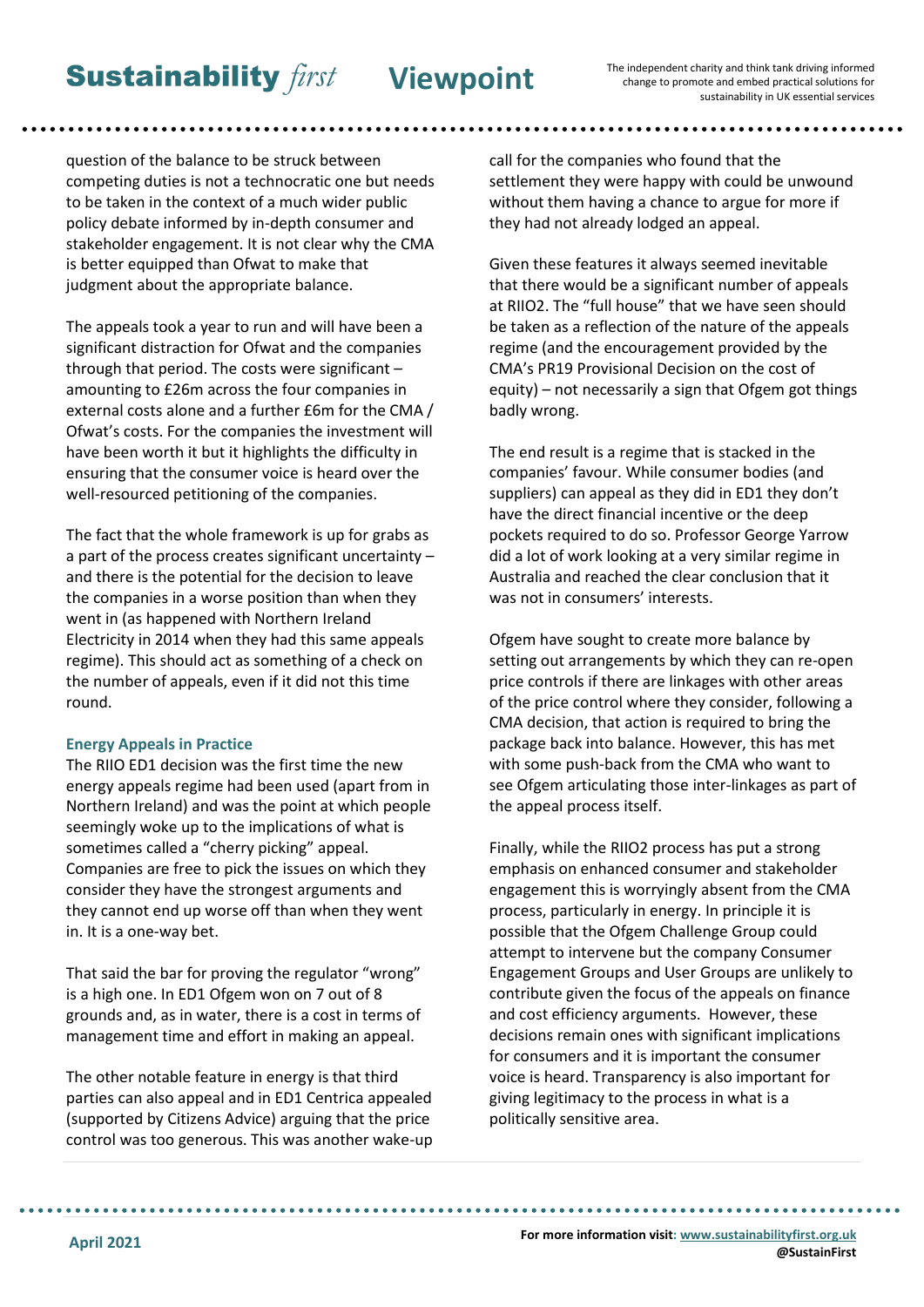question of the balance to be struck between competing duties is not a technocratic one but needs to be taken in the context of a much wider public policy debate informed by in-depth consumer and stakeholder engagement. It is not clear why the CMA is better equipped than Ofwat to make that judgment about the appropriate balance.

The appeals took a year to run and will have been a significant distraction for Ofwat and the companies through that period. The costs were significant – amounting to £26m across the four companies in external costs alone and a further £6m for the CMA / Ofwat's costs. For the companies the investment will have been worth it but it highlights the difficulty in ensuring that the consumer voice is heard over the well-resourced petitioning of the companies.

The fact that the whole framework is up for grabs as a part of the process creates significant uncertainty – and there is the potential for the decision to leave the companies in a worse position than when they went in (as happened with Northern Ireland Electricity in 2014 when they had this same appeals regime). This should act as something of a check on the number of appeals, even if it did not this time round.

### Energy Appeals in Practice

The RIIO ED1 decision was the first time the new energy appeals regime had been used (apart from in Northern Ireland) and was the point at which people seemingly woke up to the implications of what is sometimes called a "cherry picking" appeal. Companies are free to pick the issues on which they consider they have the strongest arguments and they cannot end up worse off than when they went in. It is a one-way bet.

That said the bar for proving the regulator "wrong" is a high one. In ED1 Ofgem won on 7 out of 8 grounds and, as in water, there is a cost in terms of management time and effort in making an appeal.

The other notable feature in energy is that third parties can also appeal and in ED1 Centrica appealed (supported by Citizens Advice) arguing that the price control was too generous. This was another wake-up call for the companies who found that the settlement they were happy with could be unwound without them having a chance to argue for more if they had not already lodged an appeal.

Given these features it always seemed inevitable that there would be a significant number of appeals at RIIO2. The "full house" that we have seen should be taken as a reflection of the nature of the appeals regime (and the encouragement provided by the CMA's PR19 Provisional Decision on the cost of equity) – not necessarily a sign that Ofgem got things badly wrong.

The end result is a regime that is stacked in the companies' favour. While consumer bodies (and suppliers) can appeal as they did in ED1 they don't have the direct financial incentive or the deep pockets required to do so. Professor George Yarrow did a lot of work looking at a very similar regime in Australia and reached the clear conclusion that it was not in consumers' interests.

Ofgem have sought to create more balance by setting out arrangements by which they can re-open price controls if there are linkages with other areas of the price control where they consider, following a CMA decision, that action is required to bring the package back into balance. However, this has met with some push-back from the CMA who want to see Ofgem articulating those inter-linkages as part of the appeal process itself.

Finally, while the RIIO2 process has put a strong emphasis on enhanced consumer and stakeholder engagement this is worryingly absent from the CMA process, particularly in energy. In principle it is possible that the Ofgem Challenge Group could attempt to intervene but the company Consumer Engagement Groups and User Groups are unlikely to contribute given the focus of the appeals on finance and cost efficiency arguments. However, these decisions remain ones with significant implications for consumers and it is important the consumer voice is heard. Transparency is also important for giving legitimacy to the process in what is a politically sensitive area.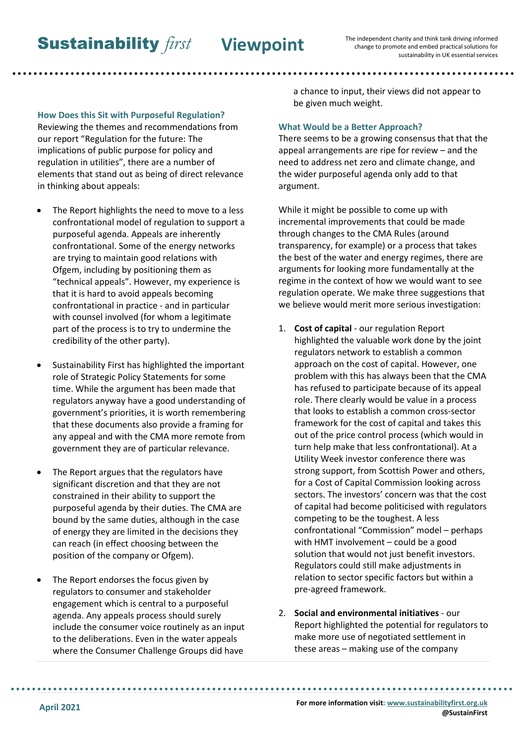### How Does this Sit with Purposeful Regulation?

Reviewing the themes and recommendations from our report "Regulation for the future: The implications of public purpose for policy and regulation in utilities", there are a number of elements that stand out as being of direct relevance in thinking about appeals:

- The Report highlights the need to move to a less confrontational model of regulation to support a purposeful agenda. Appeals are inherently confrontational. Some of the energy networks are trying to maintain good relations with Ofgem, including by positioning them as "technical appeals". However, my experience is that it is hard to avoid appeals becoming confrontational in practice - and in particular with counsel involved (for whom a legitimate part of the process is to try to undermine the credibility of the other party).

- Sustainability First has highlighted the important role of Strategic Policy Statements for some time. While the argument has been made that regulators anyway have a good understanding of government's priorities, it is worth remembering that these documents also provide a framing for any appeal and with the CMA more remote from government they are of particular relevance.

- The Report argues that the regulators have significant discretion and that they are not constrained in their ability to support the purposeful agenda by their duties. The CMA are bound by the same duties, although in the case of energy they are limited in the decisions they can reach (in effect choosing between the position of the company or Ofgem).

- The Report endorses the focus given by regulators to consumer and stakeholder engagement which is central to a purposeful agenda. Any appeals process should surely include the consumer voice routinely as an input to the deliberations. Even in the water appeals where the Consumer Challenge Groups did have a chance to input, their views did not appear to be given much weight.

### What Would be a Better Approach?

There seems to be a growing consensus that that the appeal arrangements are ripe for review – and the need to address net zero and climate change, and the wider purposeful agenda only add to that argument.

While it might be possible to come up with incremental improvements that could be made through changes to the CMA Rules (around transparency, for example) or a process that takes the best of the water and energy regimes, there are arguments for looking more fundamentally at the regime in the context of how we would want to see regulation operate. We make three suggestions that we believe would merit more serious investigation:

1. **Cost of capital** - our regulation Report highlighted the valuable work done by the joint regulators network to establish a common approach on the cost of capital. However, one problem with this has always been that the CMA has refused to participate because of its appeal role. There clearly would be value in a process that looks to establish a common cross-sector framework for the cost of capital and takes this out of the price control process (which would in turn help make that less confrontational). At a Utility Week investor conference there was strong support, from Scottish Power and others, for a Cost of Capital Commission looking across sectors. The investors' concern was that the cost of capital had become politicised with regulators competing to be the toughest. A less confrontational "Commission" model – perhaps with HMT involvement – could be a good solution that would not just benefit investors. Regulators could still make adjustments in relation to sector specific factors but within a pre-agreed framework.

2. **Social and environmental initiatives** - our Report highlighted the potential for regulators to make more use of negotiated settlement in these areas – making use of the company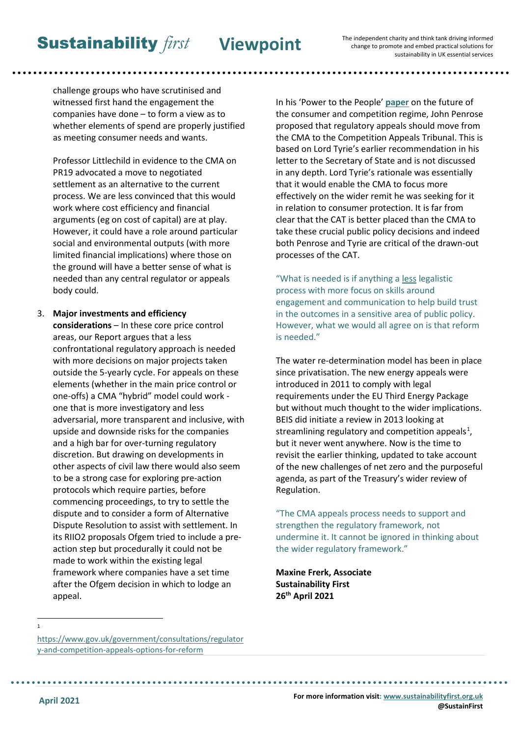challenge groups who have scrutinised and witnessed first hand the engagement the companies have done – to form a view as to whether elements of spend are properly justified as meeting consumer needs and wants.

Professor Littlechild in evidence to the CMA on PR19 advocated a move to negotiated settlement as an alternative to the current process. We are less convinced that this would work where cost efficiency and financial arguments (eg on cost of capital) are at play. However, it could have a role around particular social and environmental outputs (with more limited financial implications) where those on the ground will have a better sense of what is needed than any central regulator or appeals body could.

3. **Major investments and efficiency considerations** – In these core price control areas, our Report argues that a less confrontational regulatory approach is needed with more decisions on major projects taken outside the 5-yearly cycle. For appeals on these elements (whether in the main price control or one-offs) a CMA "hybrid" model could work - one that is more investigatory and less adversarial, more transparent and inclusive, with upside and downside risks for the companies and a high bar for over-turning regulatory discretion. But drawing on developments in other aspects of civil law there would also seem to be a strong case for exploring pre-action protocols which require parties, before commencing proceedings, to try to settle the dispute and to consider a form of Alternative Dispute Resolution to assist with settlement. In its RIIO2 proposals Ofgem tried to include a pre-action step but procedurally it could not be made to work within the existing legal framework where companies have a set time after the Ofgem decision in which to lodge an appeal.

In his 'Power to the People' **paper** on the future of the consumer and competition regime, John Penrose proposed that regulatory appeals should move from the CMA to the Competition Appeals Tribunal. This is based on Lord Tyrie's earlier recommendation in his letter to the Secretary of State and is not discussed in any depth. Lord Tyrie's rationale was essentially that it would enable the CMA to focus more effectively on the wider remit he was seeking for it in relation to consumer protection. It is far from clear that the CAT is better placed than the CMA to take these crucial public policy decisions and indeed both Penrose and Tyrie are critical of the drawn-out processes of the CAT.

"What is needed is if anything a less legalistic process with more focus on skills around engagement and communication to help build trust in the outcomes in a sensitive area of public policy. However, what we would all agree on is that reform is needed."

The water re-determination model has been in place since privatisation. The new energy appeals were introduced in 2011 to comply with legal requirements under the EU Third Energy Package but without much thought to the wider implications. BEIS did initiate a review in 2013 looking at streamlining regulatory and competition appeals[1], but it never went anywhere. Now is the time to revisit the earlier thinking, updated to take account of the new challenges of net zero and the purposeful agenda, as part of the Treasury's wider review of Regulation.

"The CMA appeals process needs to support and strengthen the regulatory framework, not undermine it. It cannot be ignored in thinking about the wider regulatory framework."

**Maxine Frerk, Associate**
**Sustainability First**
**26th April 2021**

---

1 https://www.gov.uk/government/consultations/regulatory-and-competition-appeals-options-for-reform